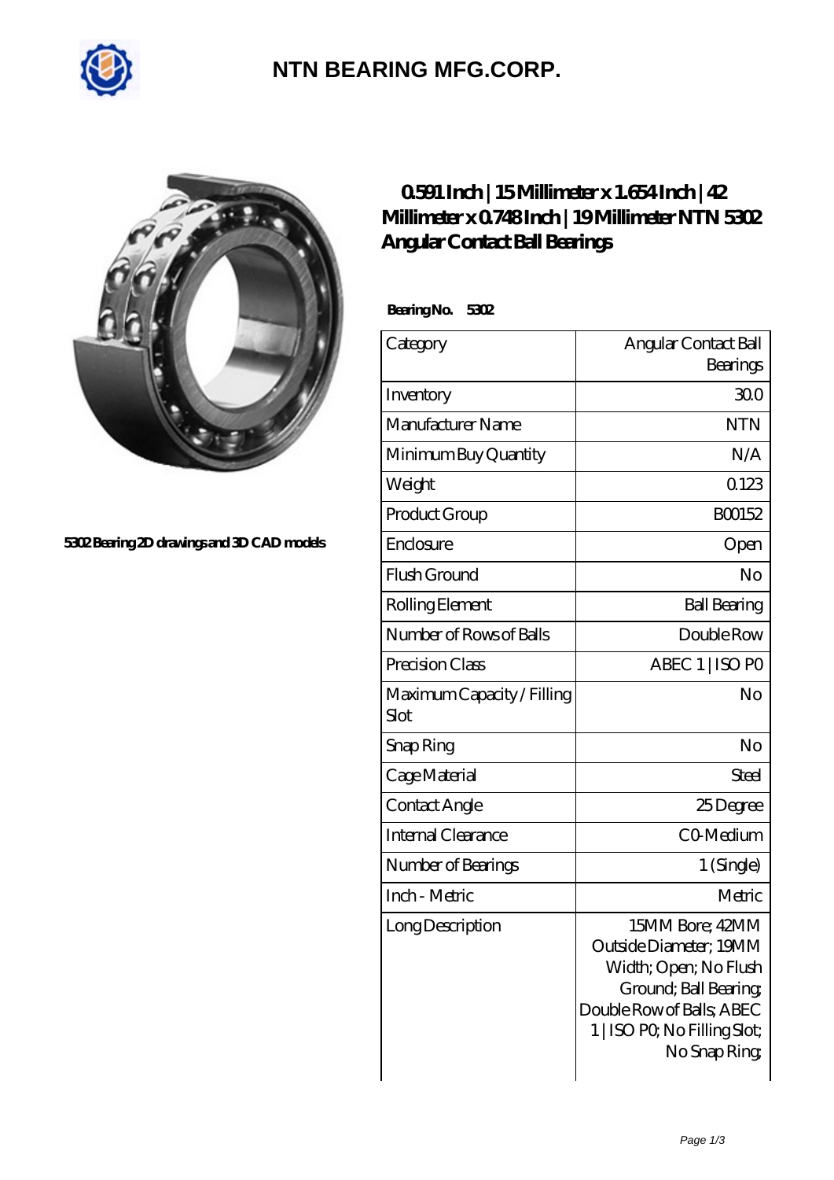# NTN BEARING MFG.CORP.

5302 Bearing 2D drawings and 3D CAD models

## 0.591 Inch | 15 Millimeter x 1.654 Inch | 42 Millimeter x 0.748 Inch | 19 Millimeter NTN 5302 Angular Contact Ball Bearings

**Bearing No. 5302**

| | |
|---|---|
| Category | Angular Contact Ball Bearings |
| Inventory | 30.0 |
| Manufacturer Name | NTN |
| Minimum Buy Quantity | N/A |
| Weight | 0.123 |
| Product Group | B00152 |
| Enclosure | Open |
| Flush Ground | No |
| Rolling Element | Ball Bearing |
| Number of Rows of Balls | Double Row |
| Precision Class | ABEC 1 \| ISO P0 |
| Maximum Capacity / Filling Slot | No |
| Snap Ring | No |
| Cage Material | Steel |
| Contact Angle | 25 Degree |
| Internal Clearance | C0-Medium |
| Number of Bearings | 1 (Single) |
| Inch - Metric | Metric |
| Long Description | 15MM Bore; 42MM Outside Diameter; 19MM Width; Open; No Flush Ground; Ball Bearing; Double Row of Balls; ABEC 1 \| ISO P0; No Filling Slot; No Snap Ring; |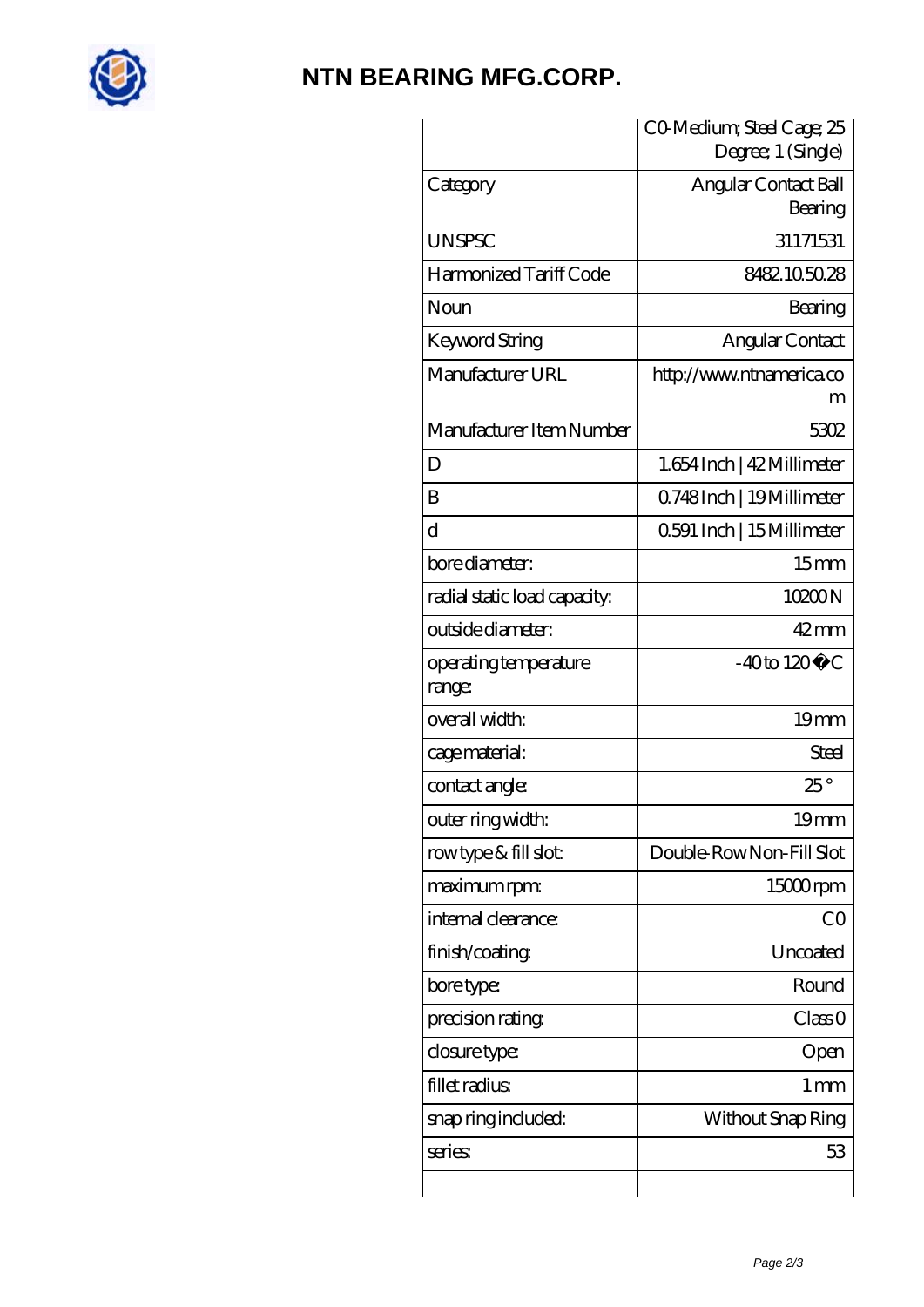# NTN BEARING MFG.CORP.

| | C0-Medium; Steel Cage; 25 Degree; 1 (Single) |
|---|---|
| Category | Angular Contact Ball Bearing |
| UNSPSC | 31171531 |
| Harmonized Tariff Code | 8482.10.50.28 |
| Noun | Bearing |
| Keyword String | Angular Contact |
| Manufacturer URL | http://www.ntnamerica.com |
| Manufacturer Item Number | 5302 |
| D | 1.654 Inch \| 42 Millimeter |
| B | 0.748 Inch \| 19 Millimeter |
| d | 0.591 Inch \| 15 Millimeter |
| bore diameter: | 15 mm |
| radial static load capacity: | 10200 N |
| outside diameter: | 42 mm |
| operating temperature range: | -40 to 120 �C |
| overall width: | 19 mm |
| cage material: | Steel |
| contact angle: | 25 ° |
| outer ring width: | 19 mm |
| row type & fill slot: | Double-Row Non-Fill Slot |
| maximum rpm: | 15000 rpm |
| internal clearance: | C0 |
| finish/coating: | Uncoated |
| bore type: | Round |
| precision rating: | Class 0 |
| closure type: | Open |
| fillet radius: | 1 mm |
| snap ring included: | Without Snap Ring |
| series: | 53 |
| | |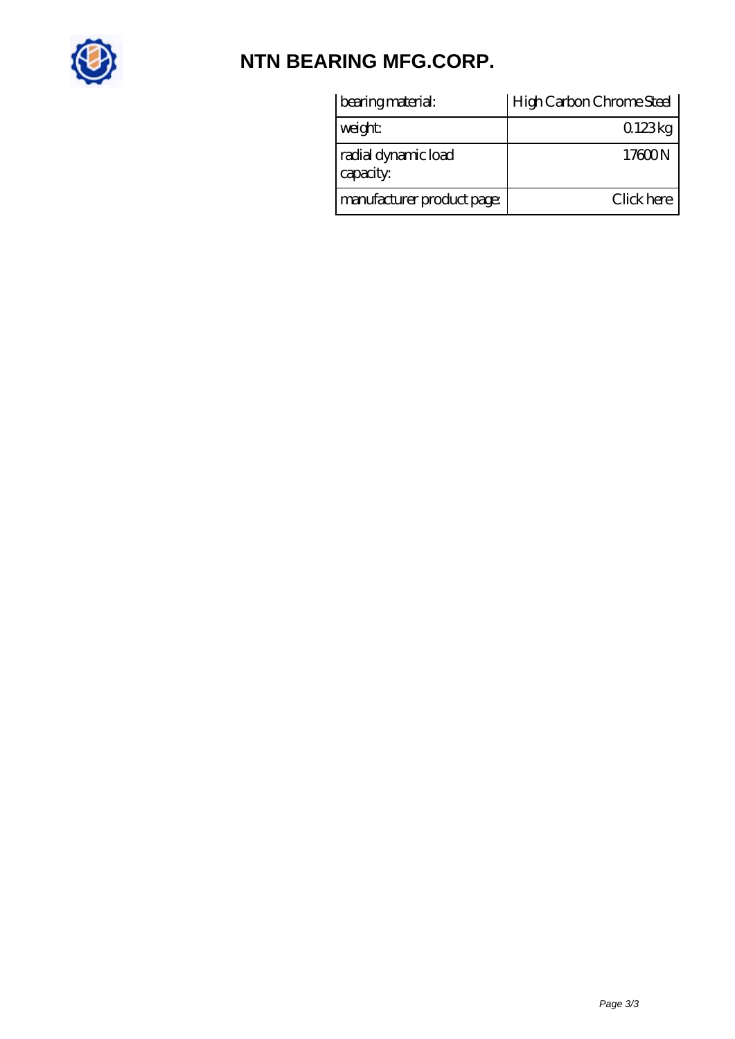# NTN BEARING MFG.CORP.

| | |
|---|---|
| bearing material: | High Carbon Chrome Steel |
| weight: | 0.123 kg |
| radial dynamic load capacity: | 17600 N |
| manufacturer product page: | Click here |